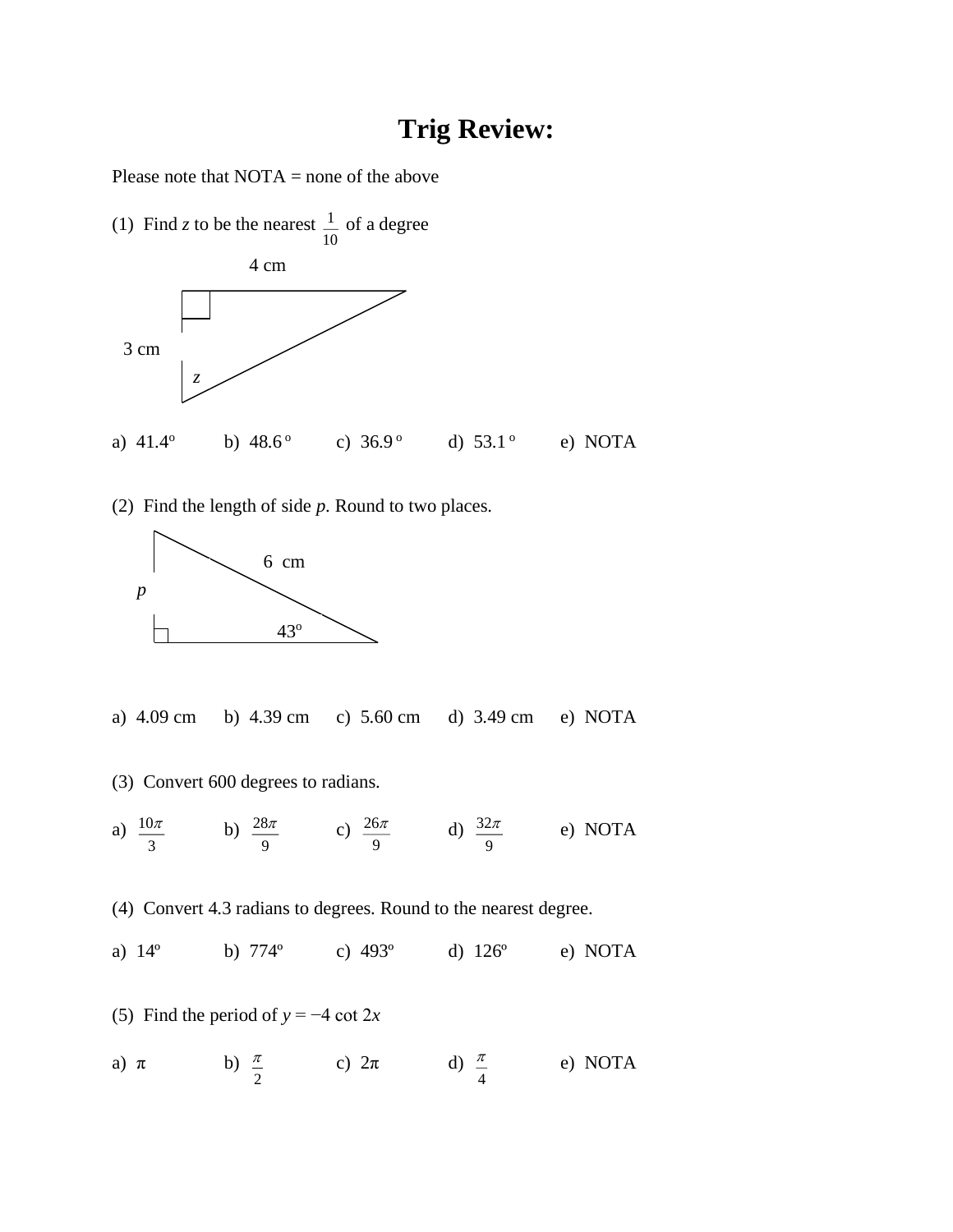# Trig Review:

Please note that NOTA = none of the above

(1) Find $z$ to be the nearest $\frac{1}{10}$ of a degree

4 cm

3 cm

$z$

a) 41.4º  b) 48.6 º  c) 36.9 º  d) 53.1 º  e) NOTA

(2) Find the length of side $p$. Round to two places.

6 cm

$p$

43º

a) 4.09 cm  b) 4.39 cm  c) 5.60 cm  d) 3.49 cm  e) NOTA

(3) Convert 600 degrees to radians.

a) $\frac{10\pi}{3}$  b) $\frac{28\pi}{9}$  c) $\frac{26\pi}{9}$  d) $\frac{32\pi}{9}$  e) NOTA

(4) Convert 4.3 radians to degrees. Round to the nearest degree.

a) 14º  b) 774º  c) 493º  d) 126º  e) NOTA

(5) Find the period of $y = -4 \cot 2x$

a) $\pi$  b) $\frac{\pi}{2}$  c) $2\pi$  d) $\frac{\pi}{4}$  e) NOTA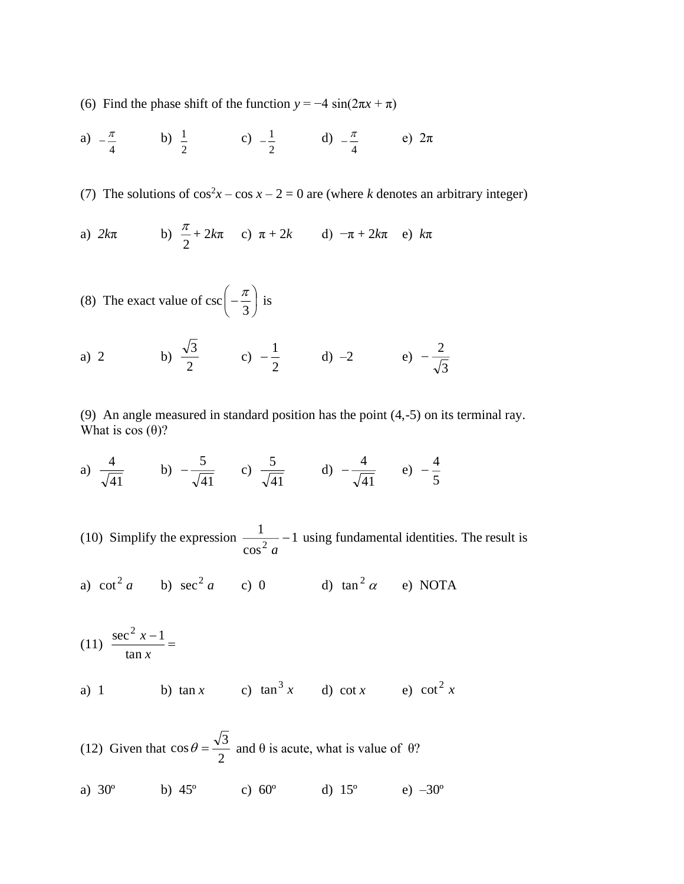(6) Find the phase shift of the function $y = -4\sin(2\pi x + \pi)$

a) $-\frac{\pi}{4}$ b) $\frac{1}{2}$ c) $-\frac{1}{2}$ d) $-\frac{\pi}{4}$ e) $2\pi$

(7) The solutions of $\cos^2 x - \cos x - 2 = 0$ are (where $k$ denotes an arbitrary integer)

a) $2k\pi$ b) $\frac{\pi}{2} + 2k\pi$ c) $\pi + 2k$ d) $-\pi + 2k\pi$ e) $k\pi$

(8) The exact value of $\csc\left(-\frac{\pi}{3}\right)$ is

a) 2 b) $\frac{\sqrt{3}}{2}$ c) $-\frac{1}{2}$ d) $-2$ e) $-\frac{2}{\sqrt{3}}$

(9) An angle measured in standard position has the point (4,-5) on its terminal ray. What is $\cos(\theta)$?

a) $\frac{4}{\sqrt{41}}$ b) $-\frac{5}{\sqrt{41}}$ c) $\frac{5}{\sqrt{41}}$ d) $-\frac{4}{\sqrt{41}}$ e) $-\frac{4}{5}$

(10) Simplify the expression $\frac{1}{\cos^2 a} - 1$ using fundamental identities. The result is

a) $\cot^2 a$ b) $\sec^2 a$ c) 0 d) $\tan^2 \alpha$ e) NOTA

(11) $\frac{\sec^2 x - 1}{\tan x} =$

a) 1 b) $\tan x$ c) $\tan^3 x$ d) $\cot x$ e) $\cot^2 x$

(12) Given that $\cos\theta = \frac{\sqrt{3}}{2}$ and $\theta$ is acute, what is value of $\theta$?

a) 30º b) 45º c) 60º d) 15º e) –30º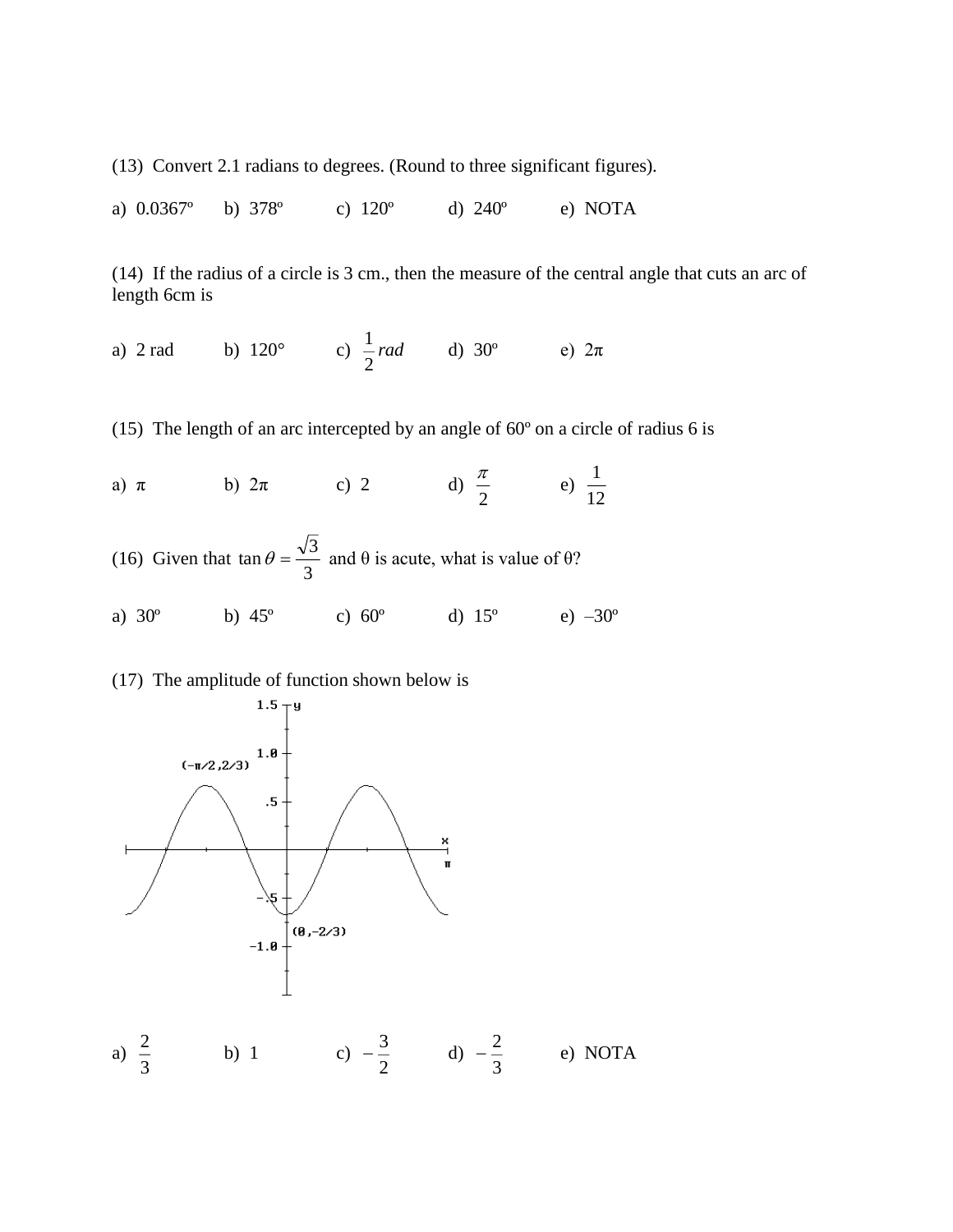(13) Convert 2.1 radians to degrees. (Round to three significant figures).

a) 0.0367º  b) 378º  c) 120º  d) 240º  e) NOTA

(14) If the radius of a circle is 3 cm., then the measure of the central angle that cuts an arc of length 6cm is

a) 2 rad  b) 120°  c) $\frac{1}{2}\,rad$  d) 30º  e) $2\pi$

(15) The length of an arc intercepted by an angle of 60º on a circle of radius 6 is

a) $\pi$  b) $2\pi$  c) 2  d) $\frac{\pi}{2}$  e) $\frac{1}{12}$

(16) Given that $\tan\theta = \frac{\sqrt{3}}{3}$ and θ is acute, what is value of θ?

a) 30º  b) 45º  c) 60º  d) 15º  e) –30º

(17) The amplitude of function shown below is

a) $\frac{2}{3}$  b) 1  c) $-\frac{3}{2}$  d) $-\frac{2}{3}$  e) NOTA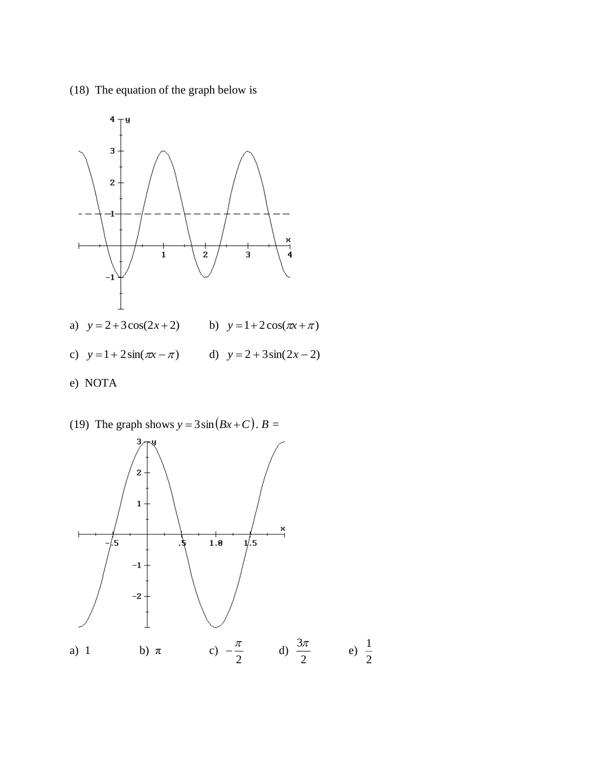(18) The equation of the graph below is

a) $y = 2 + 3\cos(2x + 2)$  b) $y = 1 + 2\cos(\pi x + \pi)$

c) $y = 1 + 2\sin(\pi x - \pi)$  d) $y = 2 + 3\sin(2x - 2)$

e) NOTA

(19) The graph shows $y = 3\sin(Bx + C)$. $B$ =

a) 1  b) $\pi$  c) $-\frac{\pi}{2}$  d) $\frac{3\pi}{2}$  e) $\frac{1}{2}$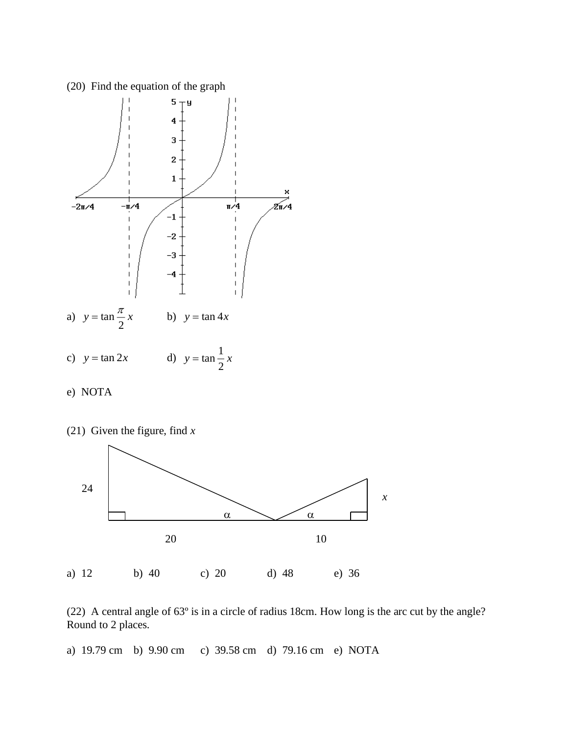(20) Find the equation of the graph

a) $y = \tan \frac{\pi}{2} x$  b) $y = \tan 4x$

c) $y = \tan 2x$  d) $y = \tan \frac{1}{2} x$

e) NOTA

(21) Given the figure, find $x$

a) 12  b) 40  c) 20  d) 48  e) 36

(22) A central angle of 63º is in a circle of radius 18cm. How long is the arc cut by the angle? Round to 2 places.

a) 19.79 cm  b) 9.90 cm  c) 39.58 cm  d) 79.16 cm  e) NOTA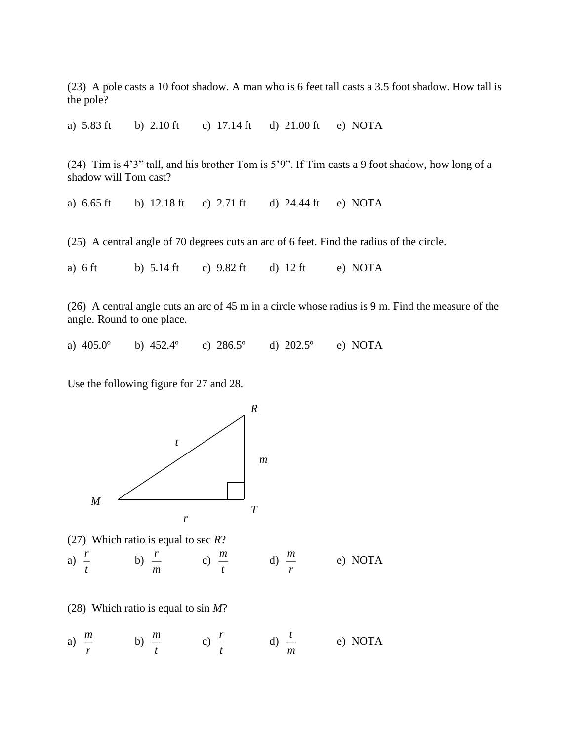(23) A pole casts a 10 foot shadow. A man who is 6 feet tall casts a 3.5 foot shadow. How tall is the pole?

a) 5.83 ft  b) 2.10 ft  c) 17.14 ft  d) 21.00 ft  e) NOTA

(24) Tim is 4'3" tall, and his brother Tom is 5'9". If Tim casts a 9 foot shadow, how long of a shadow will Tom cast?

a) 6.65 ft  b) 12.18 ft  c) 2.71 ft  d) 24.44 ft  e) NOTA

(25) A central angle of 70 degrees cuts an arc of 6 feet. Find the radius of the circle.

a) 6 ft  b) 5.14 ft  c) 9.82 ft  d) 12 ft  e) NOTA

(26) A central angle cuts an arc of 45 m in a circle whose radius is 9 m. Find the measure of the angle. Round to one place.

a) 405.0º  b) 452.4º  c) 286.5º  d) 202.5º  e) NOTA

Use the following figure for 27 and 28.

(27) Which ratio is equal to sec *R*?

a) $\frac{r}{t}$  b) $\frac{r}{m}$  c) $\frac{m}{t}$  d) $\frac{m}{r}$  e) NOTA

(28) Which ratio is equal to sin *M*?

a) $\frac{m}{r}$  b) $\frac{m}{t}$  c) $\frac{r}{t}$  d) $\frac{t}{m}$  e) NOTA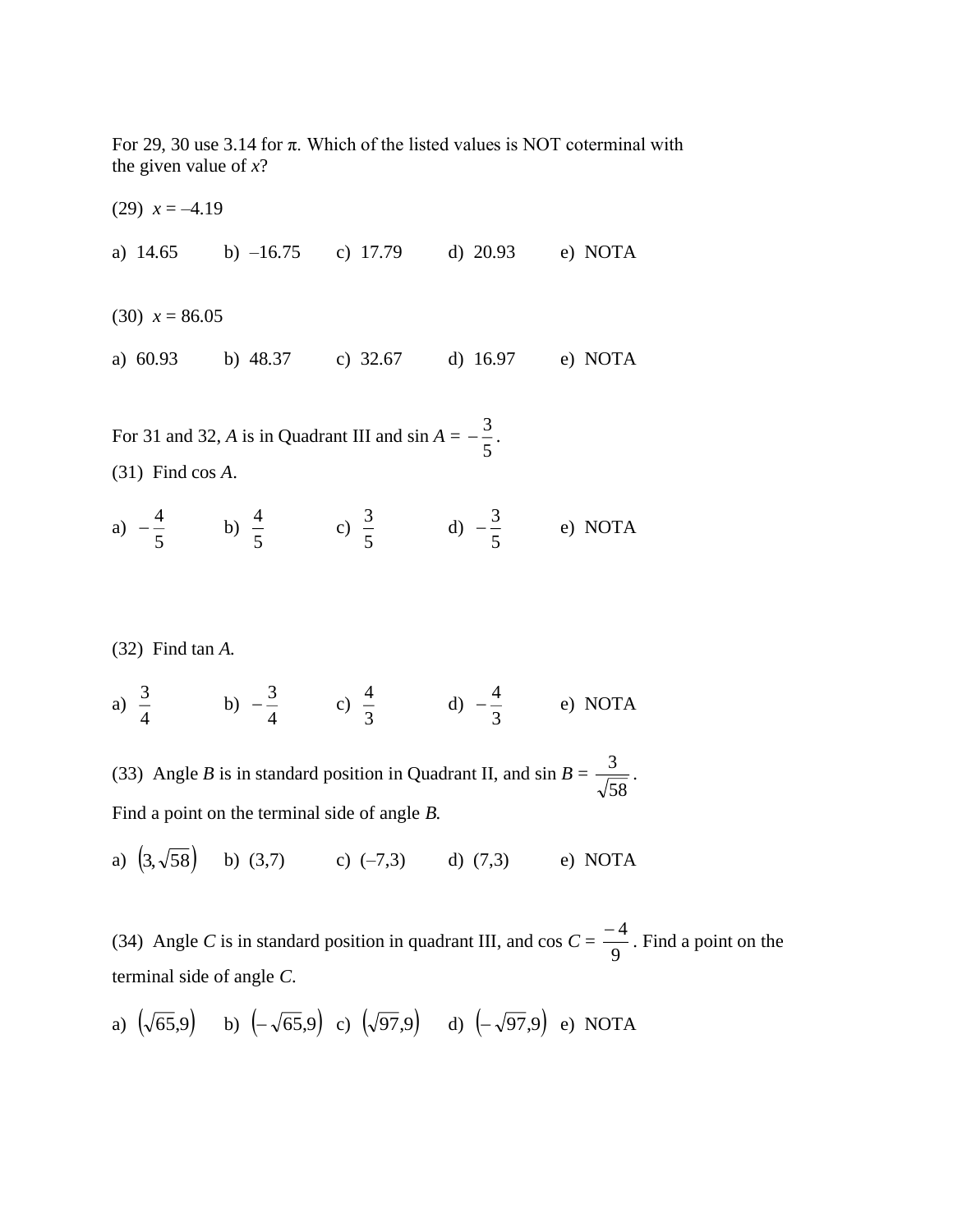For 29, 30 use 3.14 for $\pi$. Which of the listed values is NOT coterminal with the given value of $x$?

(29) $x = -4.19$

a) 14.65 b) $-16.75$ c) 17.79 d) 20.93 e) NOTA

(30) $x = 86.05$

a) 60.93 b) 48.37 c) 32.67 d) 16.97 e) NOTA

For 31 and 32, $A$ is in Quadrant III and $\sin A = -\frac{3}{5}$.

(31) Find $\cos A$.

a) $-\frac{4}{5}$ b) $\frac{4}{5}$ c) $\frac{3}{5}$ d) $-\frac{3}{5}$ e) NOTA

(32) Find $\tan A$.

a) $\frac{3}{4}$ b) $-\frac{3}{4}$ c) $\frac{4}{3}$ d) $-\frac{4}{3}$ e) NOTA

(33) Angle $B$ is in standard position in Quadrant II, and $\sin B = \frac{3}{\sqrt{58}}$.

Find a point on the terminal side of angle $B$.

a) $(3, \sqrt{58})$ b) (3,7) c) (–7,3) d) (7,3) e) NOTA

(34) Angle $C$ is in standard position in quadrant III, and $\cos C = \frac{-4}{9}$. Find a point on the terminal side of angle $C$.

a) $(\sqrt{65}, 9)$ b) $(-\sqrt{65}, 9)$ c) $(\sqrt{97}, 9)$ d) $(-\sqrt{97}, 9)$ e) NOTA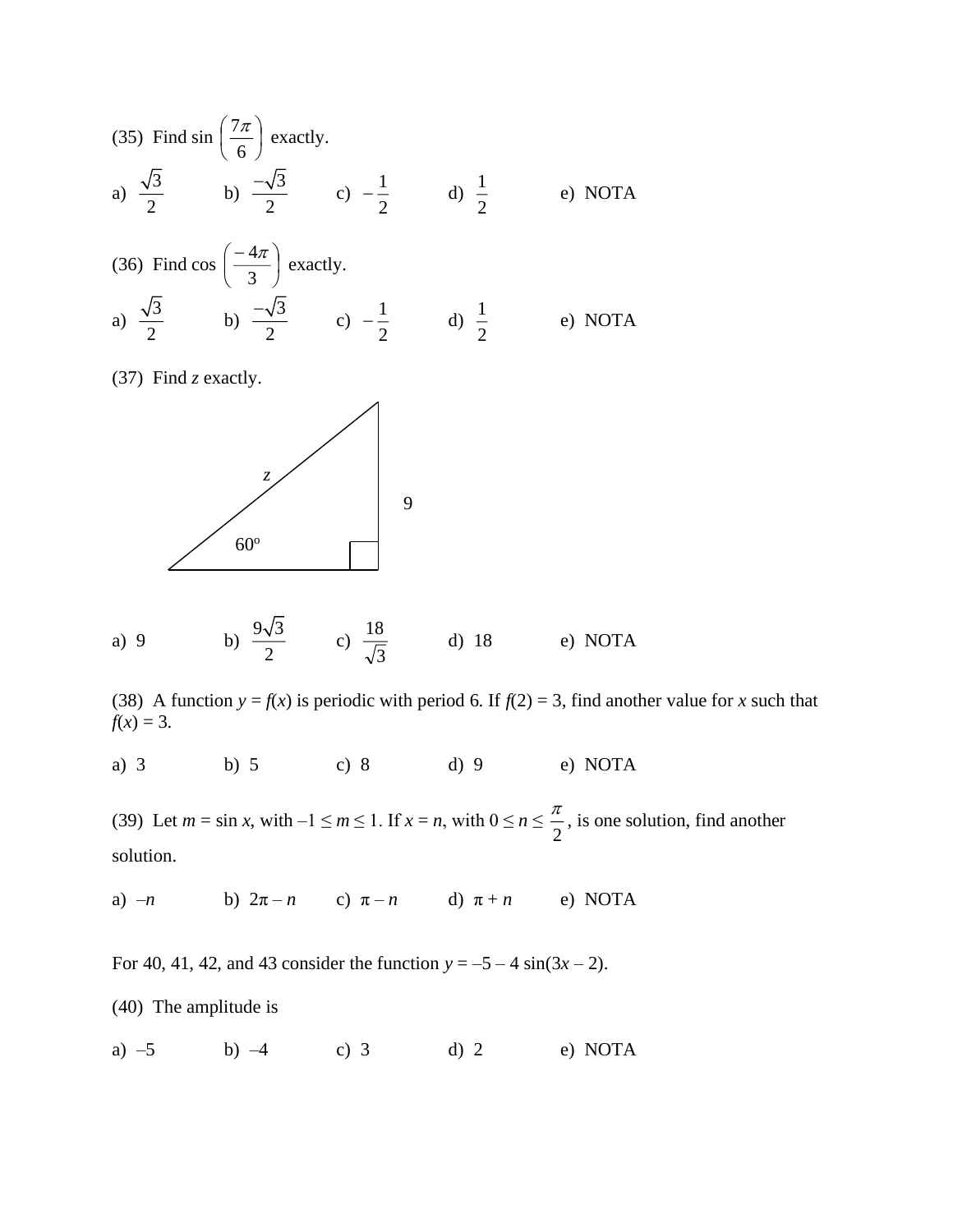(35) Find $\sin\left(\frac{7\pi}{6}\right)$ exactly.

a) $\frac{\sqrt{3}}{2}$ b) $\frac{-\sqrt{3}}{2}$ c) $-\frac{1}{2}$ d) $\frac{1}{2}$ e) NOTA

(36) Find $\cos\left(\frac{-4\pi}{3}\right)$ exactly.

a) $\frac{\sqrt{3}}{2}$ b) $\frac{-\sqrt{3}}{2}$ c) $-\frac{1}{2}$ d) $\frac{1}{2}$ e) NOTA

(37) Find *z* exactly.

z

9

60°

a) 9 b) $\frac{9\sqrt{3}}{2}$ c) $\frac{18}{\sqrt{3}}$ d) 18 e) NOTA

(38) A function $y = f(x)$ is periodic with period 6. If $f(2) = 3$, find another value for $x$ such that $f(x) = 3$.

a) 3 b) 5 c) 8 d) 9 e) NOTA

(39) Let $m = \sin x$, with $-1 \le m \le 1$. If $x = n$, with $0 \le n \le \frac{\pi}{2}$, is one solution, find another solution.

a) $-n$ b) $2\pi - n$ c) $\pi - n$ d) $\pi + n$ e) NOTA

For 40, 41, 42, and 43 consider the function $y = -5 - 4\sin(3x - 2)$.

(40) The amplitude is

a) $-5$ b) $-4$ c) 3 d) 2 e) NOTA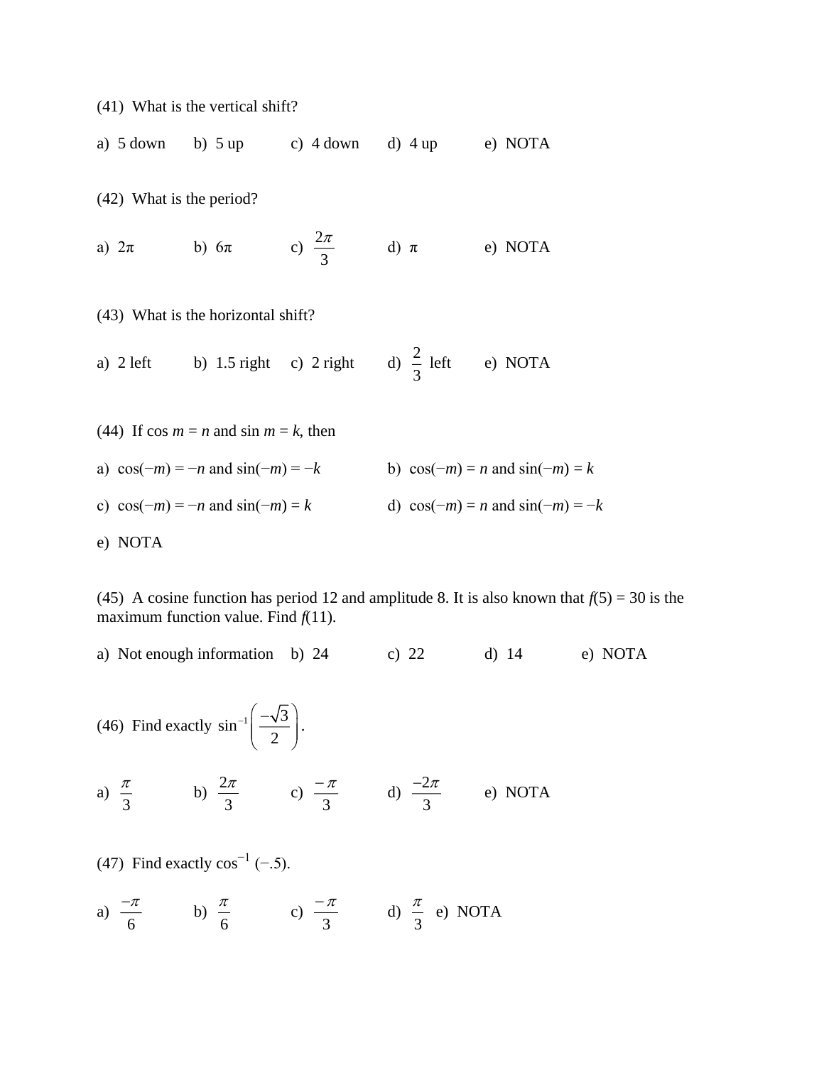(41) What is the vertical shift?

a) 5 down b) 5 up c) 4 down d) 4 up e) NOTA

(42) What is the period?

a) $2\pi$ b) $6\pi$ c) $\frac{2\pi}{3}$ d) $\pi$ e) NOTA

(43) What is the horizontal shift?

a) 2 left b) 1.5 right c) 2 right d) $\frac{2}{3}$ left e) NOTA

(44) If $\cos m = n$ and $\sin m = k$, then

a) $\cos(-m) = -n$ and $\sin(-m) = -k$ b) $\cos(-m) = n$ and $\sin(-m) = k$

c) $\cos(-m) = -n$ and $\sin(-m) = k$ d) $\cos(-m) = n$ and $\sin(-m) = -k$

e) NOTA

(45) A cosine function has period 12 and amplitude 8. It is also known that $f(5) = 30$ is the maximum function value. Find $f(11)$.

a) Not enough information b) 24 c) 22 d) 14 e) NOTA

(46) Find exactly $\sin^{-1}\left(\frac{-\sqrt{3}}{2}\right)$.

a) $\frac{\pi}{3}$ b) $\frac{2\pi}{3}$ c) $\frac{-\pi}{3}$ d) $\frac{-2\pi}{3}$ e) NOTA

(47) Find exactly $\cos^{-1}(-.5)$.

a) $\frac{-\pi}{6}$ b) $\frac{\pi}{6}$ c) $\frac{-\pi}{3}$ d) $\frac{\pi}{3}$ e) NOTA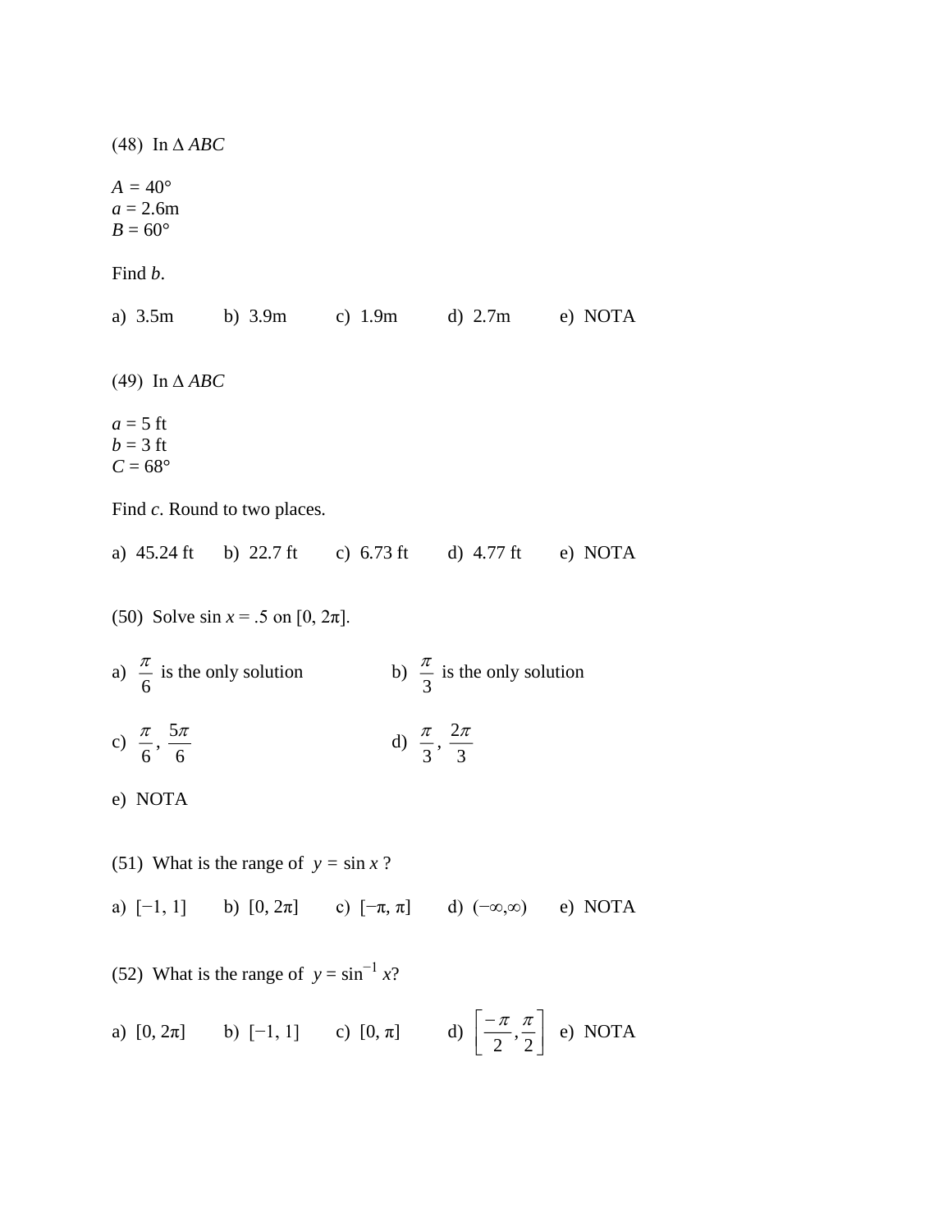(48) In $\Delta\, ABC$

$A = 40°$
$a = 2.6\text{m}$
$B = 60°$

Find $b$.

a) 3.5m  b) 3.9m  c) 1.9m  d) 2.7m  e) NOTA

(49) In $\Delta\, ABC$

$a = 5$ ft
$b = 3$ ft
$C = 68°$

Find $c$. Round to two places.

a) 45.24 ft  b) 22.7 ft  c) 6.73 ft  d) 4.77 ft  e) NOTA

(50) Solve $\sin x = .5$ on $[0, 2\pi]$.

a) $\frac{\pi}{6}$ is the only solution

b) $\frac{\pi}{3}$ is the only solution

c) $\frac{\pi}{6}, \frac{5\pi}{6}$

d) $\frac{\pi}{3}, \frac{2\pi}{3}$

e) NOTA

(51) What is the range of $y = \sin x$ ?

a) $[-1, 1]$  b) $[0, 2\pi]$  c) $[-\pi, \pi]$  d) $(-\infty,\infty)$  e) NOTA

(52) What is the range of $y = \sin^{-1} x$?

a) $[0, 2\pi]$  b) $[-1, 1]$  c) $[0, \pi]$  d) $\left[\frac{-\pi}{2}, \frac{\pi}{2}\right]$  e) NOTA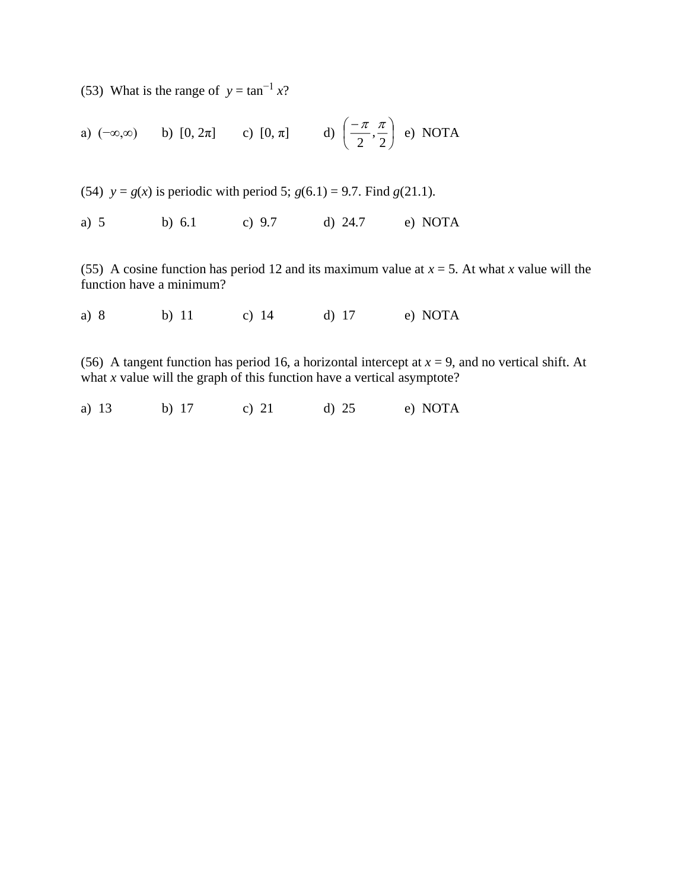(53) What is the range of $y = \tan^{-1} x$?

a) $(-\infty,\infty)$ b) $[0, 2\pi]$ c) $[0, \pi]$ d) $\left(\frac{-\pi}{2}, \frac{\pi}{2}\right)$ e) NOTA

(54) $y = g(x)$ is periodic with period 5; $g(6.1) = 9.7$. Find $g(21.1)$.

a) 5 b) 6.1 c) 9.7 d) 24.7 e) NOTA

(55) A cosine function has period 12 and its maximum value at $x = 5$. At what $x$ value will the function have a minimum?

a) 8 b) 11 c) 14 d) 17 e) NOTA

(56) A tangent function has period 16, a horizontal intercept at $x = 9$, and no vertical shift. At what $x$ value will the graph of this function have a vertical asymptote?

a) 13 b) 17 c) 21 d) 25 e) NOTA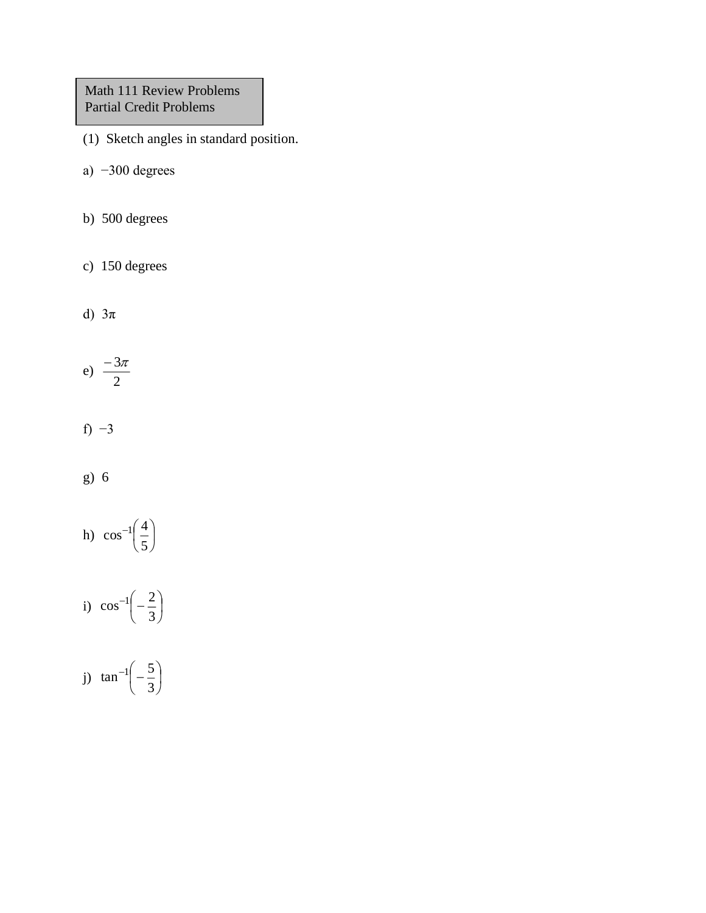Math 111 Review Problems
Partial Credit Problems

(1) Sketch angles in standard position.

a) $-300$ degrees

b) 500 degrees

c) 150 degrees

d) $3\pi$

e) $\frac{-3\pi}{2}$

f) $-3$

g) 6

h) $\cos^{-1}\left(\frac{4}{5}\right)$

i) $\cos^{-1}\left(-\frac{2}{3}\right)$

j) $\tan^{-1}\left(-\frac{5}{3}\right)$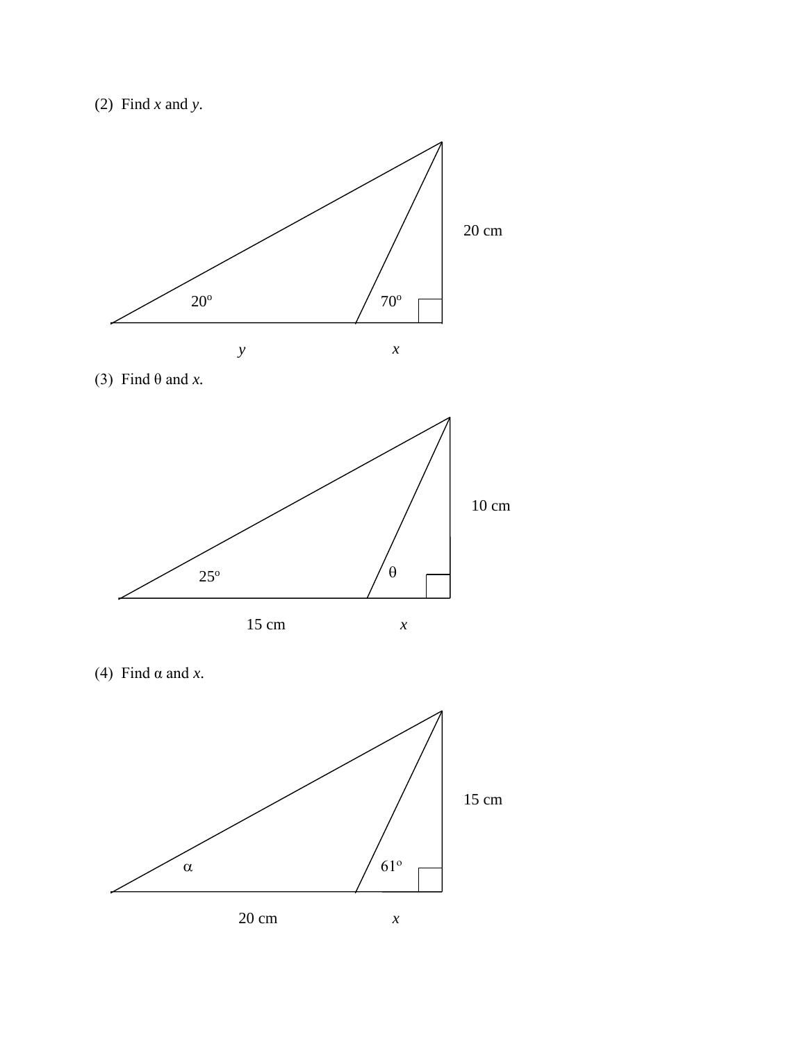(2) Find $x$ and $y$.

20 cm

$20^{\circ}$ $70^{\circ}$

$y$ $x$

(3) Find $\theta$ and $x$.

10 cm

$25^{\circ}$ $\theta$

15 cm $x$

(4) Find $\alpha$ and $x$.

15 cm

$\alpha$ $61^{\circ}$

20 cm $x$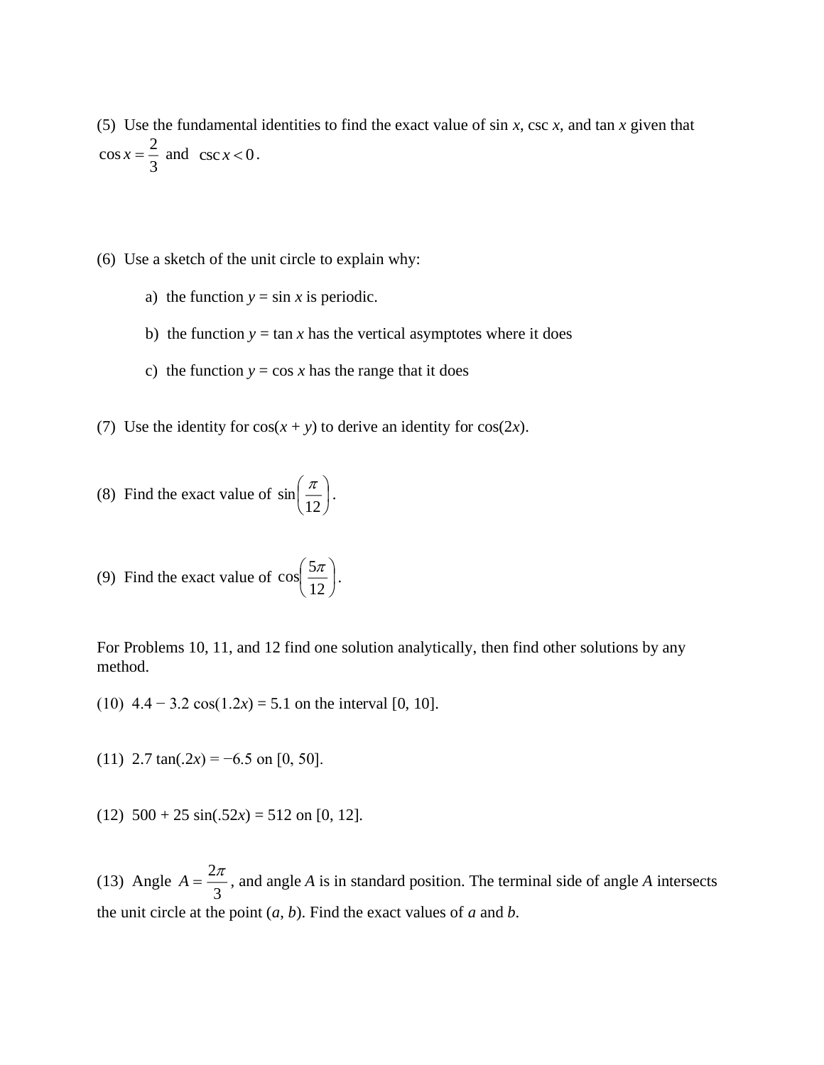(5) Use the fundamental identities to find the exact value of sin $x$, csc $x$, and tan $x$ given that $\cos x = \dfrac{2}{3}$ and $\csc x < 0$.

(6) Use a sketch of the unit circle to explain why:

a) the function $y = \sin x$ is periodic.

b) the function $y = \tan x$ has the vertical asymptotes where it does

c) the function $y = \cos x$ has the range that it does

(7) Use the identity for $\cos(x + y)$ to derive an identity for $\cos(2x)$.

(8) Find the exact value of $\sin\left(\dfrac{\pi}{12}\right)$.

(9) Find the exact value of $\cos\left(\dfrac{5\pi}{12}\right)$.

For Problems 10, 11, and 12 find one solution analytically, then find other solutions by any method.

(10) $4.4 - 3.2\cos(1.2x) = 5.1$ on the interval $[0, 10]$.

(11) $2.7\tan(.2x) = -6.5$ on $[0, 50]$.

(12) $500 + 25\sin(.52x) = 512$ on $[0, 12]$.

(13) Angle $A = \dfrac{2\pi}{3}$, and angle $A$ is in standard position. The terminal side of angle $A$ intersects the unit circle at the point $(a, b)$. Find the exact values of $a$ and $b$.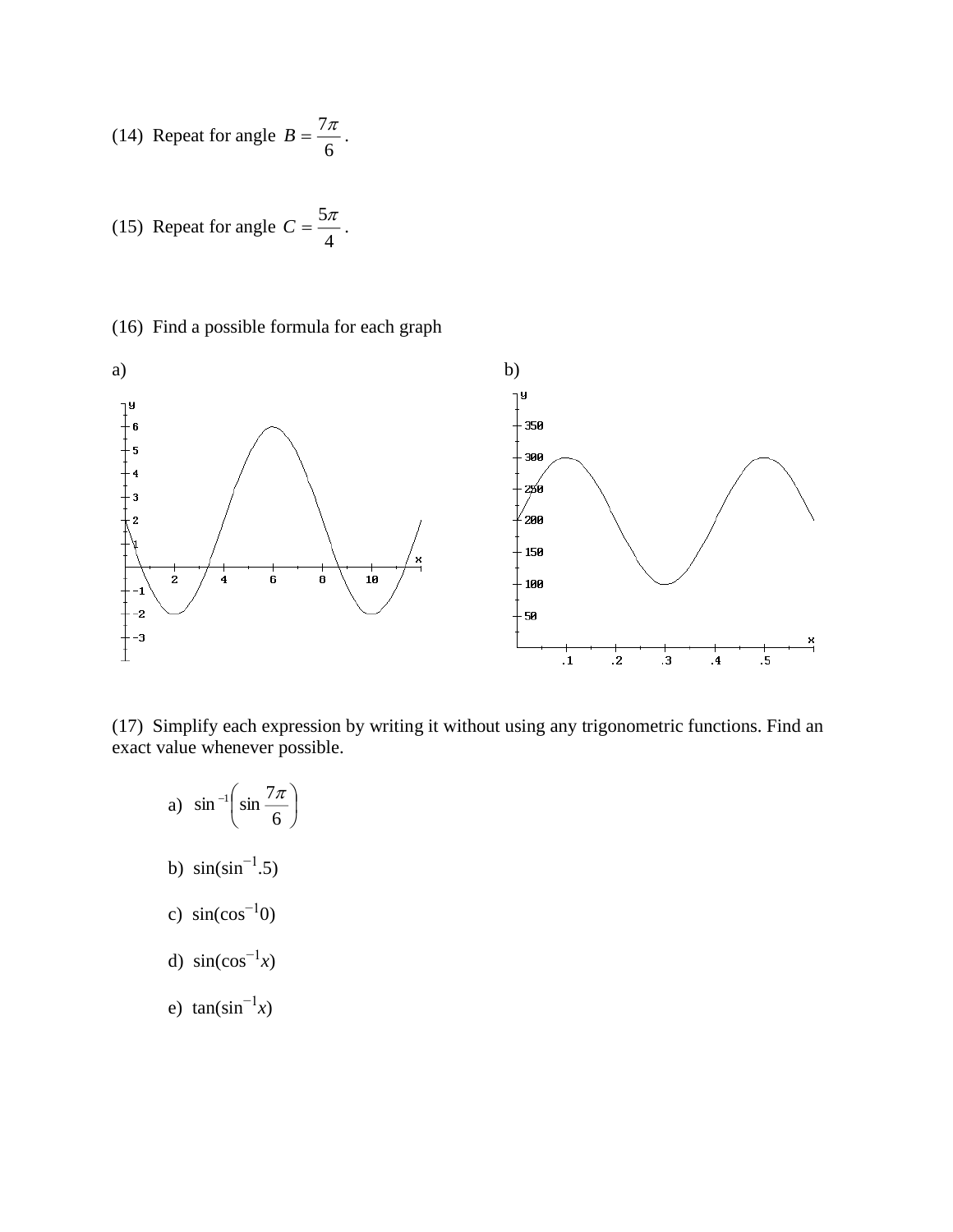(14) Repeat for angle $B = \dfrac{7\pi}{6}$.

(15) Repeat for angle $C = \dfrac{5\pi}{4}$.

(16) Find a possible formula for each graph

a)

b)

(17) Simplify each expression by writing it without using any trigonometric functions. Find an exact value whenever possible.

a) $\sin^{-1}\left(\sin \dfrac{7\pi}{6}\right)$

b) $\sin(\sin^{-1}.5)$

c) $\sin(\cos^{-1}0)$

d) $\sin(\cos^{-1}x)$

e) $\tan(\sin^{-1}x)$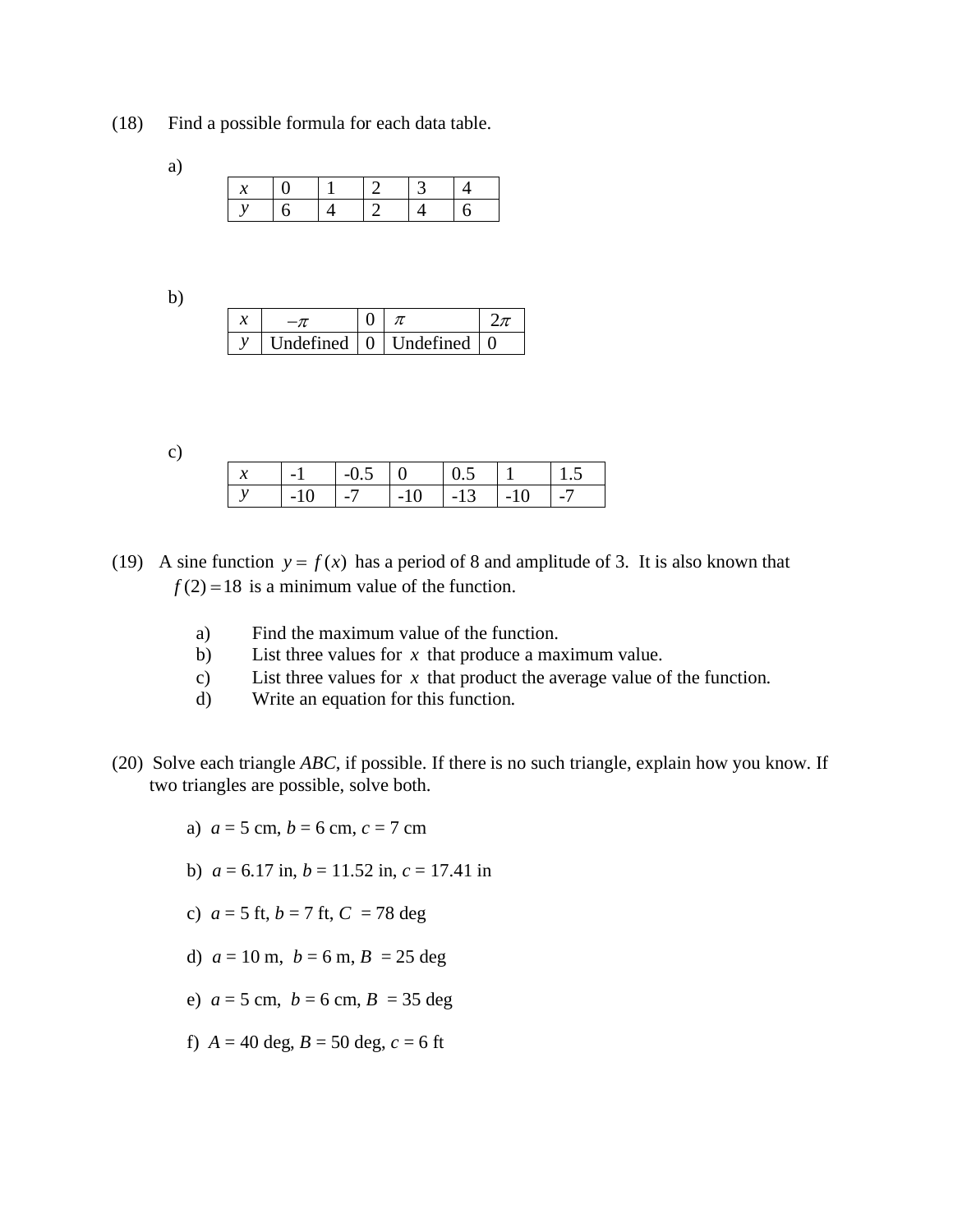(18) Find a possible formula for each data table.

a)

| $x$ | 0 | 1 | 2 | 3 | 4 |
|---|---|---|---|---|---|
| $y$ | 6 | 4 | 2 | 4 | 6 |

b)

| $x$ | $-\pi$ | 0 | $\pi$ | $2\pi$ |
|---|---|---|---|---|
| $y$ | Undefined | 0 | Undefined | 0 |

c)

| $x$ | -1 | -0.5 | 0 | 0.5 | 1 | 1.5 |
|---|---|---|---|---|---|---|
| $y$ | -10 | -7 | -10 | -13 | -10 | -7 |

(19) A sine function $y = f(x)$ has a period of 8 and amplitude of 3. It is also known that $f(2) = 18$ is a minimum value of the function.

a) Find the maximum value of the function.
b) List three values for $x$ that produce a maximum value.
c) List three values for $x$ that product the average value of the function.
d) Write an equation for this function.

(20) Solve each triangle *ABC*, if possible. If there is no such triangle, explain how you know. If two triangles are possible, solve both.

a) $a$ = 5 cm, $b$ = 6 cm, $c$ = 7 cm

b) $a$ = 6.17 in, $b$ = 11.52 in, $c$ = 17.41 in

c) $a$ = 5 ft, $b$ = 7 ft, $C$ = 78 deg

d) $a$ = 10 m, $b$ = 6 m, $B$ = 25 deg

e) $a$ = 5 cm, $b$ = 6 cm, $B$ = 35 deg

f) $A$ = 40 deg, $B$ = 50 deg, $c$ = 6 ft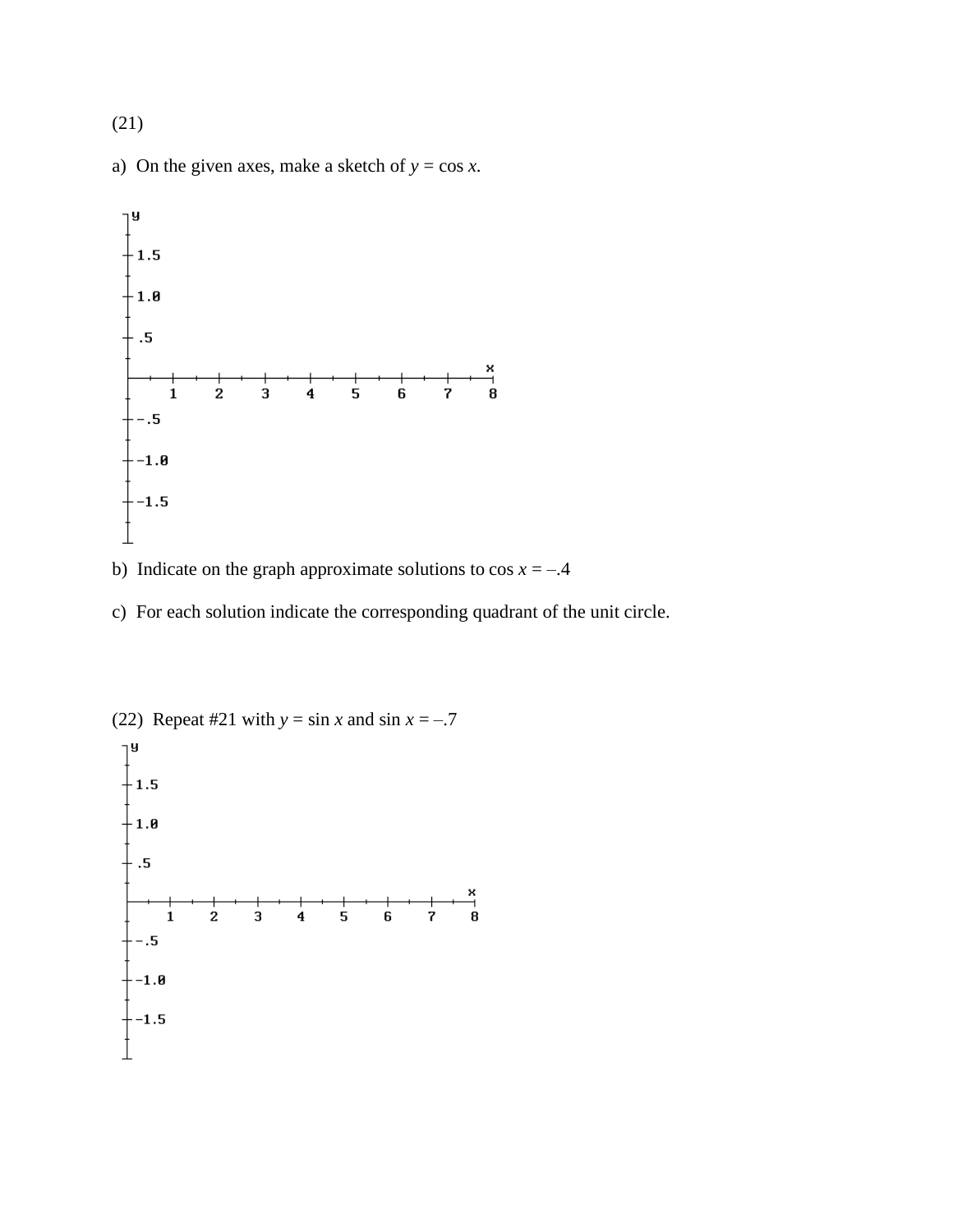(21)

a) On the given axes, make a sketch of $y = \cos x$.

b) Indicate on the graph approximate solutions to $\cos x = -.4$

c) For each solution indicate the corresponding quadrant of the unit circle.

(22) Repeat #21 with $y = \sin x$ and $\sin x = -.7$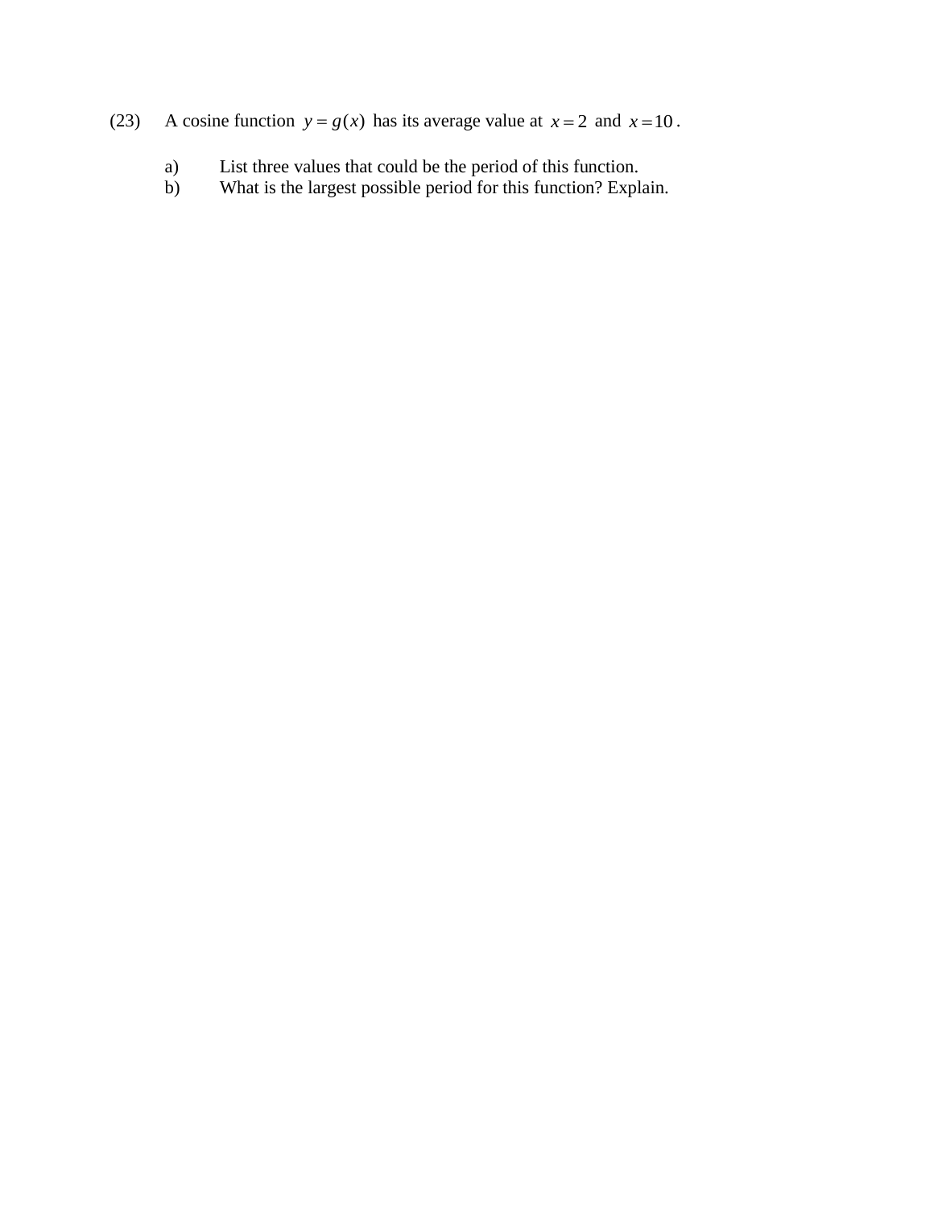(23) A cosine function $y = g(x)$ has its average value at $x = 2$ and $x = 10$.

a) List three values that could be the period of this function.

b) What is the largest possible period for this function? Explain.